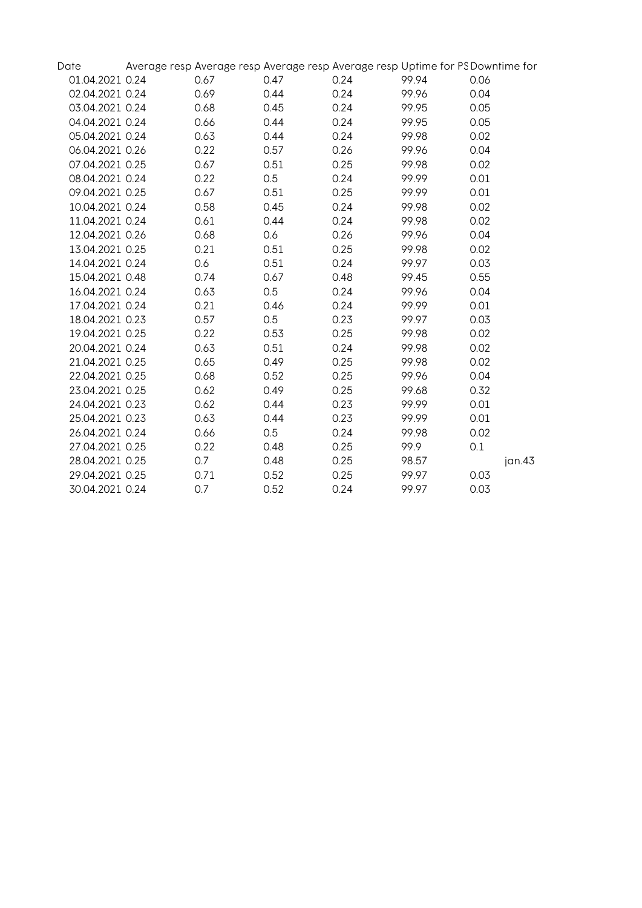| Date | Average resp | Average resp | Average resp | Average resp | Uptime for PS | Downtime for |
|---|---|---|---|---|---|---|
| 01.04.2021 | 0.24 | 0.67 | 0.47 | 0.24 | 99.94 | 0.06 |
| 02.04.2021 | 0.24 | 0.69 | 0.44 | 0.24 | 99.96 | 0.04 |
| 03.04.2021 | 0.24 | 0.68 | 0.45 | 0.24 | 99.95 | 0.05 |
| 04.04.2021 | 0.24 | 0.66 | 0.44 | 0.24 | 99.95 | 0.05 |
| 05.04.2021 | 0.24 | 0.63 | 0.44 | 0.24 | 99.98 | 0.02 |
| 06.04.2021 | 0.26 | 0.22 | 0.57 | 0.26 | 99.96 | 0.04 |
| 07.04.2021 | 0.25 | 0.67 | 0.51 | 0.25 | 99.98 | 0.02 |
| 08.04.2021 | 0.24 | 0.22 | 0.5 | 0.24 | 99.99 | 0.01 |
| 09.04.2021 | 0.25 | 0.67 | 0.51 | 0.25 | 99.99 | 0.01 |
| 10.04.2021 | 0.24 | 0.58 | 0.45 | 0.24 | 99.98 | 0.02 |
| 11.04.2021 | 0.24 | 0.61 | 0.44 | 0.24 | 99.98 | 0.02 |
| 12.04.2021 | 0.26 | 0.68 | 0.6 | 0.26 | 99.96 | 0.04 |
| 13.04.2021 | 0.25 | 0.21 | 0.51 | 0.25 | 99.98 | 0.02 |
| 14.04.2021 | 0.24 | 0.6 | 0.51 | 0.24 | 99.97 | 0.03 |
| 15.04.2021 | 0.48 | 0.74 | 0.67 | 0.48 | 99.45 | 0.55 |
| 16.04.2021 | 0.24 | 0.63 | 0.5 | 0.24 | 99.96 | 0.04 |
| 17.04.2021 | 0.24 | 0.21 | 0.46 | 0.24 | 99.99 | 0.01 |
| 18.04.2021 | 0.23 | 0.57 | 0.5 | 0.23 | 99.97 | 0.03 |
| 19.04.2021 | 0.25 | 0.22 | 0.53 | 0.25 | 99.98 | 0.02 |
| 20.04.2021 | 0.24 | 0.63 | 0.51 | 0.24 | 99.98 | 0.02 |
| 21.04.2021 | 0.25 | 0.65 | 0.49 | 0.25 | 99.98 | 0.02 |
| 22.04.2021 | 0.25 | 0.68 | 0.52 | 0.25 | 99.96 | 0.04 |
| 23.04.2021 | 0.25 | 0.62 | 0.49 | 0.25 | 99.68 | 0.32 |
| 24.04.2021 | 0.23 | 0.62 | 0.44 | 0.23 | 99.99 | 0.01 |
| 25.04.2021 | 0.23 | 0.63 | 0.44 | 0.23 | 99.99 | 0.01 |
| 26.04.2021 | 0.24 | 0.66 | 0.5 | 0.24 | 99.98 | 0.02 |
| 27.04.2021 | 0.25 | 0.22 | 0.48 | 0.25 | 99.9 | 0.1 |
| 28.04.2021 | 0.25 | 0.7 | 0.48 | 0.25 | 98.57 | jan.43 |
| 29.04.2021 | 0.25 | 0.71 | 0.52 | 0.25 | 99.97 | 0.03 |
| 30.04.2021 | 0.24 | 0.7 | 0.52 | 0.24 | 99.97 | 0.03 |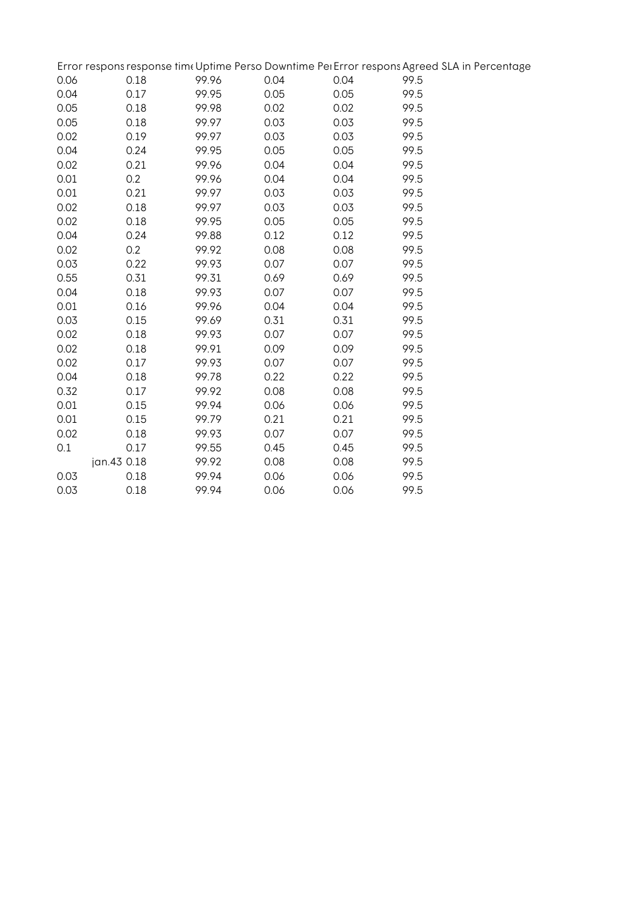| Error respons | response time | Uptime Perso | Downtime Per | Error respons | Agreed SLA in Percentage |
| --- | --- | --- | --- | --- | --- |
| 0.06 | 0.18 | 99.96 | 0.04 | 0.04 | 99.5 |
| 0.04 | 0.17 | 99.95 | 0.05 | 0.05 | 99.5 |
| 0.05 | 0.18 | 99.98 | 0.02 | 0.02 | 99.5 |
| 0.05 | 0.18 | 99.97 | 0.03 | 0.03 | 99.5 |
| 0.02 | 0.19 | 99.97 | 0.03 | 0.03 | 99.5 |
| 0.04 | 0.24 | 99.95 | 0.05 | 0.05 | 99.5 |
| 0.02 | 0.21 | 99.96 | 0.04 | 0.04 | 99.5 |
| 0.01 | 0.2 | 99.96 | 0.04 | 0.04 | 99.5 |
| 0.01 | 0.21 | 99.97 | 0.03 | 0.03 | 99.5 |
| 0.02 | 0.18 | 99.97 | 0.03 | 0.03 | 99.5 |
| 0.02 | 0.18 | 99.95 | 0.05 | 0.05 | 99.5 |
| 0.04 | 0.24 | 99.88 | 0.12 | 0.12 | 99.5 |
| 0.02 | 0.2 | 99.92 | 0.08 | 0.08 | 99.5 |
| 0.03 | 0.22 | 99.93 | 0.07 | 0.07 | 99.5 |
| 0.55 | 0.31 | 99.31 | 0.69 | 0.69 | 99.5 |
| 0.04 | 0.18 | 99.93 | 0.07 | 0.07 | 99.5 |
| 0.01 | 0.16 | 99.96 | 0.04 | 0.04 | 99.5 |
| 0.03 | 0.15 | 99.69 | 0.31 | 0.31 | 99.5 |
| 0.02 | 0.18 | 99.93 | 0.07 | 0.07 | 99.5 |
| 0.02 | 0.18 | 99.91 | 0.09 | 0.09 | 99.5 |
| 0.02 | 0.17 | 99.93 | 0.07 | 0.07 | 99.5 |
| 0.04 | 0.18 | 99.78 | 0.22 | 0.22 | 99.5 |
| 0.32 | 0.17 | 99.92 | 0.08 | 0.08 | 99.5 |
| 0.01 | 0.15 | 99.94 | 0.06 | 0.06 | 99.5 |
| 0.01 | 0.15 | 99.79 | 0.21 | 0.21 | 99.5 |
| 0.02 | 0.18 | 99.93 | 0.07 | 0.07 | 99.5 |
| 0.1 | 0.17 | 99.55 | 0.45 | 0.45 | 99.5 |
| jan.43 | 0.18 | 99.92 | 0.08 | 0.08 | 99.5 |
| 0.03 | 0.18 | 99.94 | 0.06 | 0.06 | 99.5 |
| 0.03 | 0.18 | 99.94 | 0.06 | 0.06 | 99.5 |